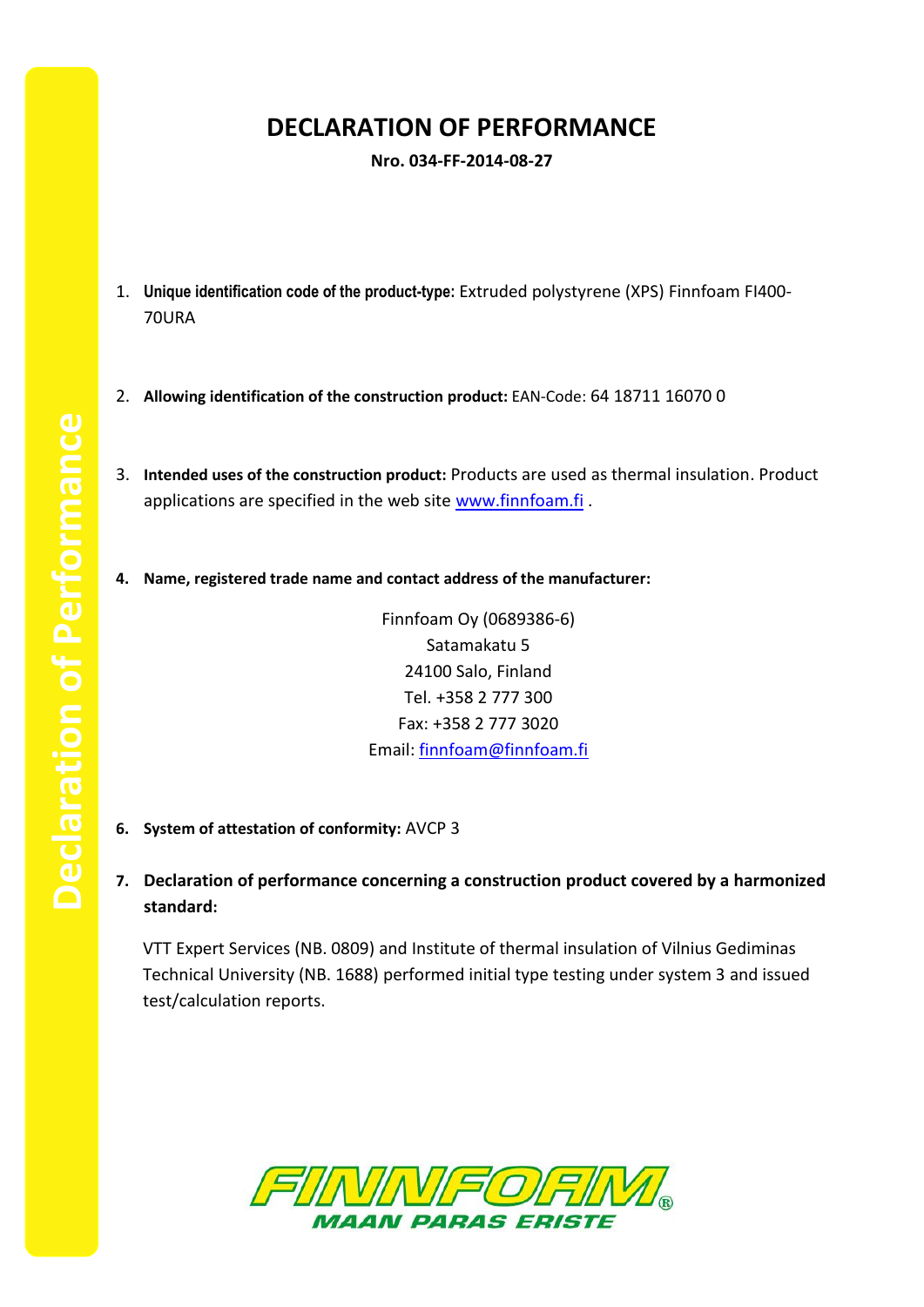# DECLARATION OF PERFORMANCE

**Nro. 034-FF-2014-08-27**

1. **Unique identification code of the product-type:** Extruded polystyrene (XPS) Finnfoam FI400-70URA

2. **Allowing identification of the construction product:** EAN-Code: 64 18711 16070 0

3. **Intended uses of the construction product:** Products are used as thermal insulation. Product applications are specified in the web site www.finnfoam.fi .

4. **Name, registered trade name and contact address of the manufacturer:**

   Finnfoam Oy (0689386-6)
   Satamakatu 5
   24100 Salo, Finland
   Tel. +358 2 777 300
   Fax: +358 2 777 3020
   Email: finnfoam@finnfoam.fi

6. **System of attestation of conformity:** AVCP 3

7. **Declaration of performance concerning a construction product covered by a harmonized standard:**

   VTT Expert Services (NB. 0809) and Institute of thermal insulation of Vilnius Gediminas Technical University (NB. 1688) performed initial type testing under system 3 and issued test/calculation reports.

FINNFOAM®
MAAN PARAS ERISTE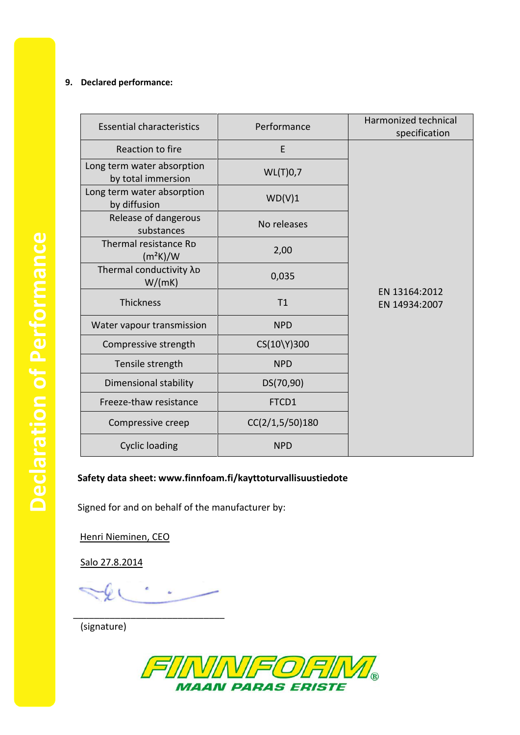**9. Declared performance:**

| Essential characteristics | Performance | Harmonized technical specification |
|---|---|---|
| Reaction to fire | E | EN 13164:2012<br>EN 14934:2007 |
| Long term water absorption by total immersion | WL(T)0,7 | |
| Long term water absorption by diffusion | WD(V)1 | |
| Release of dangerous substances | No releases | |
| Thermal resistance $R_D$ ($m^2K$)/W | 2,00 | |
| Thermal conductivity $\lambda_D$ W/(mK) | 0,035 | |
| Thickness | T1 | |
| Water vapour transmission | NPD | |
| Compressive strength | CS(10\Y)300 | |
| Tensile strength | NPD | |
| Dimensional stability | DS(70,90) | |
| Freeze-thaw resistance | FTCD1 | |
| Compressive creep | CC(2/1,5/50)180 | |
| Cyclic loading | NPD | |

**Safety data sheet: www.finnfoam.fi/kayttoturvallisuustiedote**

Signed for and on behalf of the manufacturer by:

Henri Nieminen, CEO

Salo 27.8.2014

______________________________
(signature)

FINNFOAM®
MAAN PARAS ERISTE

Declaration of Performance